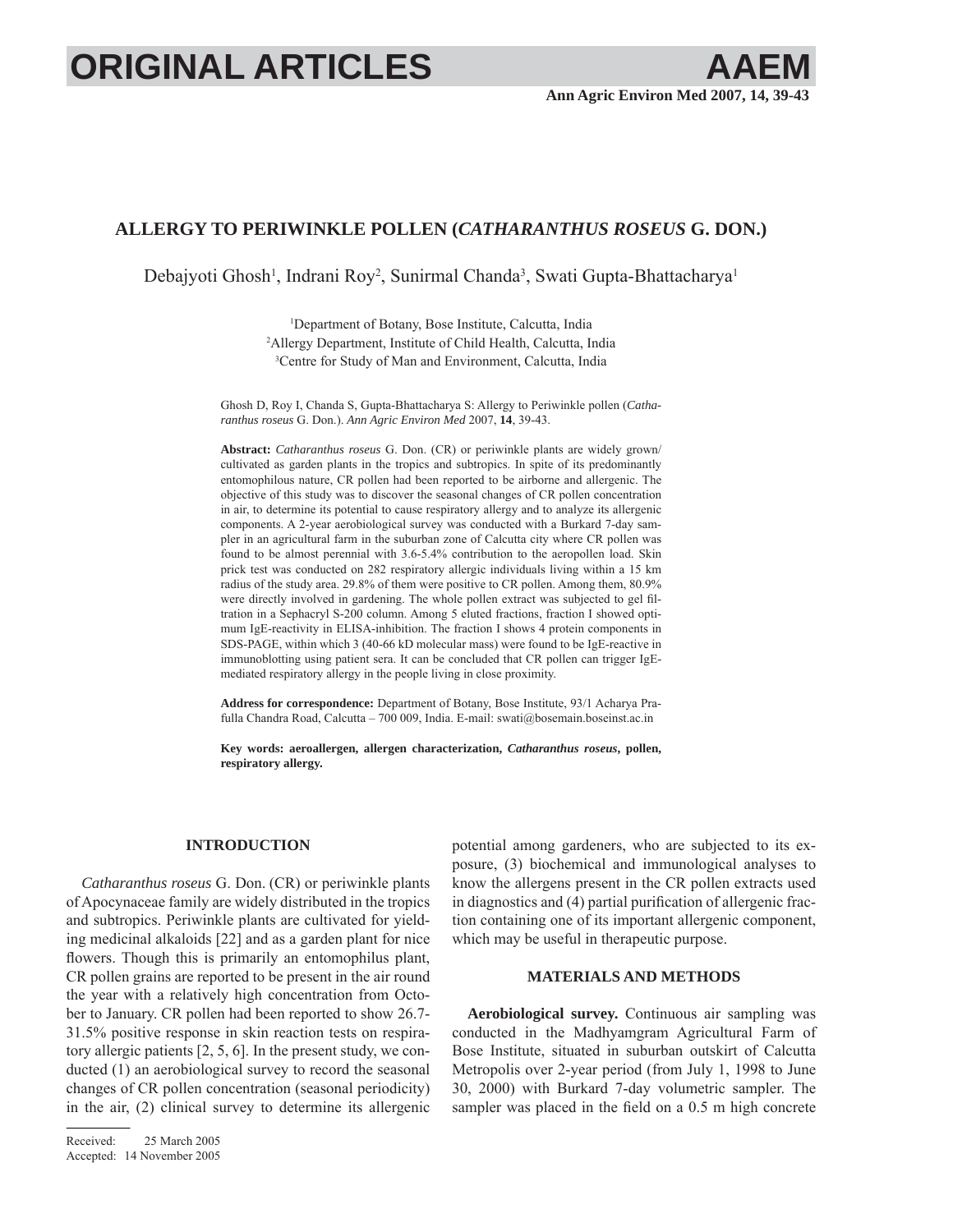# ALLERGY TO PERIWINKLE POLLEN (*CATHARANTHUS ROSEUS* G. DON.)

Debajyoti Ghosh[1], Indrani Roy[2], Sunirmal Chanda[3], Swati Gupta-Bhattacharya[1]

[1]Department of Botany, Bose Institute, Calcutta, India
[2]Allergy Department, Institute of Child Health, Calcutta, India
[3]Centre for Study of Man and Environment, Calcutta, India

Ghosh D, Roy I, Chanda S, Gupta-Bhattacharya S: Allergy to Periwinkle pollen (*Catharanthus roseus* G. Don.). *Ann Agric Environ Med* 2007, **14**, 39-43.

**Abstract:** *Catharanthus roseus* G. Don. (CR) or periwinkle plants are widely grown/cultivated as garden plants in the tropics and subtropics. In spite of its predominantly entomophilous nature, CR pollen had been reported to be airborne and allergenic. The objective of this study was to discover the seasonal changes of CR pollen concentration in air, to determine its potential to cause respiratory allergy and to analyze its allergenic components. A 2-year aerobiological survey was conducted with a Burkard 7-day sampler in an agricultural farm in the suburban zone of Calcutta city where CR pollen was found to be almost perennial with 3.6-5.4% contribution to the aeropollen load. Skin prick test was conducted on 282 respiratory allergic individuals living within a 15 km radius of the study area. 29.8% of them were positive to CR pollen. Among them, 80.9% were directly involved in gardening. The whole pollen extract was subjected to gel filtration in a Sephacryl S-200 column. Among 5 eluted fractions, fraction I showed optimum IgE-reactivity in ELISA-inhibition. The fraction I shows 4 protein components in SDS-PAGE, within which 3 (40-66 kD molecular mass) were found to be IgE-reactive in immunoblotting using patient sera. It can be concluded that CR pollen can trigger IgE-mediated respiratory allergy in the people living in close proximity.

**Address for correspondence:** Department of Botany, Bose Institute, 93/1 Acharya Prafulla Chandra Road, Calcutta – 700 009, India. E-mail: swati@bosemain.boseinst.ac.in

**Key words: aeroallergen, allergen characterization, *Catharanthus roseus*, pollen, respiratory allergy.**

## INTRODUCTION

*Catharanthus roseus* G. Don. (CR) or periwinkle plants of Apocynaceae family are widely distributed in the tropics and subtropics. Periwinkle plants are cultivated for yielding medicinal alkaloids [22] and as a garden plant for nice flowers. Though this is primarily an entomophilus plant, CR pollen grains are reported to be present in the air round the year with a relatively high concentration from October to January. CR pollen had been reported to show 26.7-31.5% positive response in skin reaction tests on respiratory allergic patients [2, 5, 6]. In the present study, we conducted (1) an aerobiological survey to record the seasonal changes of CR pollen concentration (seasonal periodicity) in the air, (2) clinical survey to determine its allergenic potential among gardeners, who are subjected to its exposure, (3) biochemical and immunological analyses to know the allergens present in the CR pollen extracts used in diagnostics and (4) partial purification of allergenic fraction containing one of its important allergenic component, which may be useful in therapeutic purpose.

## MATERIALS AND METHODS

**Aerobiological survey.** Continuous air sampling was conducted in the Madhyamgram Agricultural Farm of Bose Institute, situated in suburban outskirt of Calcutta Metropolis over 2-year period (from July 1, 1998 to June 30, 2000) with Burkard 7-day volumetric sampler. The sampler was placed in the field on a 0.5 m high concrete

Received: 25 March 2005
Accepted: 14 November 2005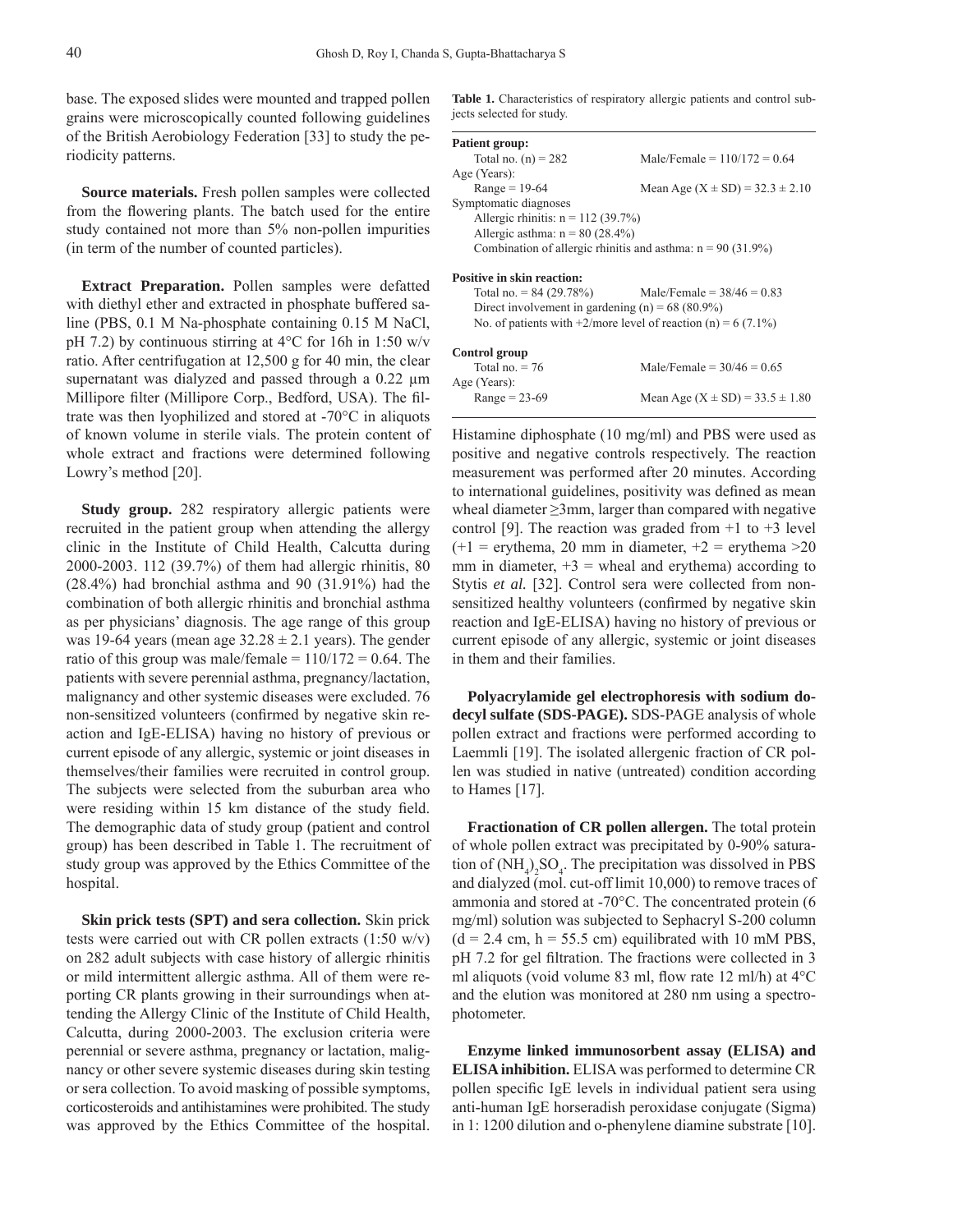base. The exposed slides were mounted and trapped pollen grains were microscopically counted following guidelines of the British Aerobiology Federation [33] to study the periodicity patterns.

**Source materials.** Fresh pollen samples were collected from the flowering plants. The batch used for the entire study contained not more than 5% non-pollen impurities (in term of the number of counted particles).

**Extract Preparation.** Pollen samples were defatted with diethyl ether and extracted in phosphate buffered saline (PBS, 0.1 M Na-phosphate containing 0.15 M NaCl, pH 7.2) by continuous stirring at 4°C for 16h in 1:50 w/v ratio. After centrifugation at 12,500 g for 40 min, the clear supernatant was dialyzed and passed through a 0.22 μm Millipore filter (Millipore Corp., Bedford, USA). The filtrate was then lyophilized and stored at -70°C in aliquots of known volume in sterile vials. The protein content of whole extract and fractions were determined following Lowry's method [20].

**Study group.** 282 respiratory allergic patients were recruited in the patient group when attending the allergy clinic in the Institute of Child Health, Calcutta during 2000-2003. 112 (39.7%) of them had allergic rhinitis, 80 (28.4%) had bronchial asthma and 90 (31.91%) had the combination of both allergic rhinitis and bronchial asthma as per physicians' diagnosis. The age range of this group was 19-64 years (mean age 32.28 ± 2.1 years). The gender ratio of this group was male/female = 110/172 = 0.64. The patients with severe perennial asthma, pregnancy/lactation, malignancy and other systemic diseases were excluded. 76 non-sensitized volunteers (confirmed by negative skin reaction and IgE-ELISA) having no history of previous or current episode of any allergic, systemic or joint diseases in themselves/their families were recruited in control group. The subjects were selected from the suburban area who were residing within 15 km distance of the study field. The demographic data of study group (patient and control group) has been described in Table 1. The recruitment of study group was approved by the Ethics Committee of the hospital.

**Skin prick tests (SPT) and sera collection.** Skin prick tests were carried out with CR pollen extracts (1:50 w/v) on 282 adult subjects with case history of allergic rhinitis or mild intermittent allergic asthma. All of them were reporting CR plants growing in their surroundings when attending the Allergy Clinic of the Institute of Child Health, Calcutta, during 2000-2003. The exclusion criteria were perennial or severe asthma, pregnancy or lactation, malignancy or other severe systemic diseases during skin testing or sera collection. To avoid masking of possible symptoms, corticosteroids and antihistamines were prohibited. The study was approved by the Ethics Committee of the hospital.

**Table 1.** Characteristics of respiratory allergic patients and control subjects selected for study.

| | |
|---|---|
| **Patient group:** | |
| Total no. (n) = 282 | Male/Female = 110/172 = 0.64 |
| Age (Years): | |
| Range = 19-64 | Mean Age (X ± SD) = 32.3 ± 2.10 |
| Symptomatic diagnoses | |
| Allergic rhinitis: n = 112 (39.7%) | |
| Allergic asthma: n = 80 (28.4%) | |
| Combination of allergic rhinitis and asthma: n = 90 (31.9%) | |
| **Positive in skin reaction:** | |
| Total no. = 84 (29.78%) | Male/Female = 38/46 = 0.83 |
| Direct involvement in gardening (n) = 68 (80.9%) | |
| No. of patients with +2/more level of reaction (n) = 6 (7.1%) | |
| **Control group** | |
| Total no. = 76 | Male/Female = 30/46 = 0.65 |
| Age (Years): | |
| Range = 23-69 | Mean Age (X ± SD) = 33.5 ± 1.80 |

Histamine diphosphate (10 mg/ml) and PBS were used as positive and negative controls respectively. The reaction measurement was performed after 20 minutes. According to international guidelines, positivity was defined as mean wheal diameter ≥3mm, larger than compared with negative control [9]. The reaction was graded from +1 to +3 level (+1 = erythema, 20 mm in diameter, +2 = erythema >20 mm in diameter, +3 = wheal and erythema) according to Stytis *et al.* [32]. Control sera were collected from non-sensitized healthy volunteers (confirmed by negative skin reaction and IgE-ELISA) having no history of previous or current episode of any allergic, systemic or joint diseases in them and their families.

**Polyacrylamide gel electrophoresis with sodium dodecyl sulfate (SDS-PAGE).** SDS-PAGE analysis of whole pollen extract and fractions were performed according to Laemmli [19]. The isolated allergenic fraction of CR pollen was studied in native (untreated) condition according to Hames [17].

**Fractionation of CR pollen allergen.** The total protein of whole pollen extract was precipitated by 0-90% saturation of $(NH_4)_2SO_4$. The precipitation was dissolved in PBS and dialyzed (mol. cut-off limit 10,000) to remove traces of ammonia and stored at -70°C. The concentrated protein (6 mg/ml) solution was subjected to Sephacryl S-200 column (d = 2.4 cm, h = 55.5 cm) equilibrated with 10 mM PBS, pH 7.2 for gel filtration. The fractions were collected in 3 ml aliquots (void volume 83 ml, flow rate 12 ml/h) at 4°C and the elution was monitored at 280 nm using a spectrophotometer.

**Enzyme linked immunosorbent assay (ELISA) and ELISA inhibition.** ELISA was performed to determine CR pollen specific IgE levels in individual patient sera using anti-human IgE horseradish peroxidase conjugate (Sigma) in 1: 1200 dilution and o-phenylene diamine substrate [10].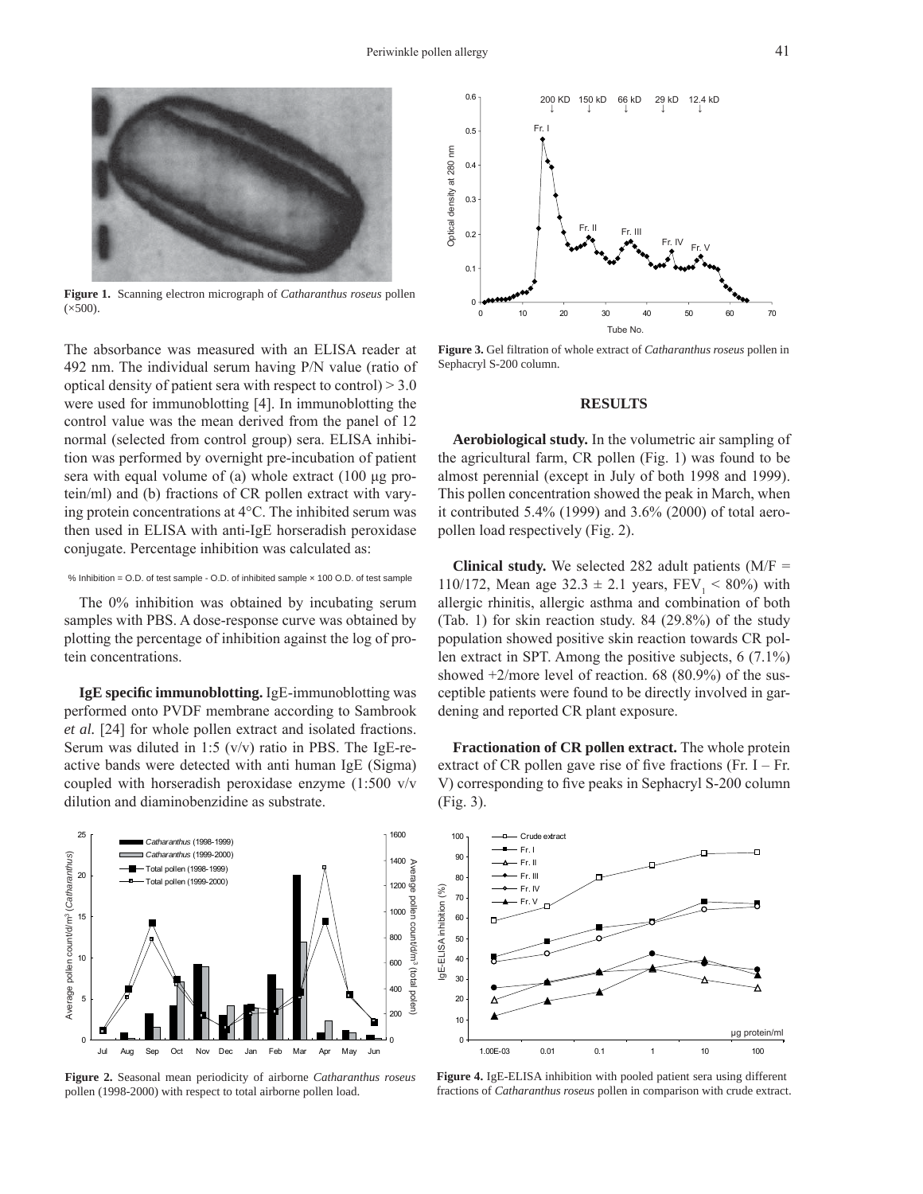**Figure 1.** Scanning electron micrograph of *Catharanthus roseus* pollen (×500).

The absorbance was measured with an ELISA reader at 492 nm. The individual serum having P/N value (ratio of optical density of patient sera with respect to control) > 3.0 were used for immunoblotting [4]. In immunoblotting the control value was the mean derived from the panel of 12 normal (selected from control group) sera. ELISA inhibition was performed by overnight pre-incubation of patient sera with equal volume of (a) whole extract (100 µg protein/ml) and (b) fractions of CR pollen extract with varying protein concentrations at 4°C. The inhibited serum was then used in ELISA with anti-IgE horseradish peroxidase conjugate. Percentage inhibition was calculated as:

% Inhibition = O.D. of test sample - O.D. of inhibited sample × 100 O.D. of test sample

The 0% inhibition was obtained by incubating serum samples with PBS. A dose-response curve was obtained by plotting the percentage of inhibition against the log of protein concentrations.

**IgE specific immunoblotting.** IgE-immunoblotting was performed onto PVDF membrane according to Sambrook *et al.* [24] for whole pollen extract and isolated fractions. Serum was diluted in 1:5 (v/v) ratio in PBS. The IgE-reactive bands were detected with anti human IgE (Sigma) coupled with horseradish peroxidase enzyme (1:500 v/v dilution and diaminobenzidine as substrate.

**Figure 2.** Seasonal mean periodicity of airborne *Catharanthus roseus* pollen (1998-2000) with respect to total airborne pollen load.

**Figure 3.** Gel filtration of whole extract of *Catharanthus roseus* pollen in Sephacryl S-200 column.

## RESULTS

**Aerobiological study.** In the volumetric air sampling of the agricultural farm, CR pollen (Fig. 1) was found to be almost perennial (except in July of both 1998 and 1999). This pollen concentration showed the peak in March, when it contributed 5.4% (1999) and 3.6% (2000) of total aeropollen load respectively (Fig. 2).

**Clinical study.** We selected 282 adult patients (M/F = 110/172, Mean age 32.3 ± 2.1 years, $FEV_1$ < 80%) with allergic rhinitis, allergic asthma and combination of both (Tab. 1) for skin reaction study. 84 (29.8%) of the study population showed positive skin reaction towards CR pollen extract in SPT. Among the positive subjects, 6 (7.1%) showed +2/more level of reaction. 68 (80.9%) of the susceptible patients were found to be directly involved in gardening and reported CR plant exposure.

**Fractionation of CR pollen extract.** The whole protein extract of CR pollen gave rise of five fractions (Fr. I – Fr. V) corresponding to five peaks in Sephacryl S-200 column (Fig. 3).

**Figure 4.** IgE-ELISA inhibition with pooled patient sera using different fractions of *Catharanthus roseus* pollen in comparison with crude extract.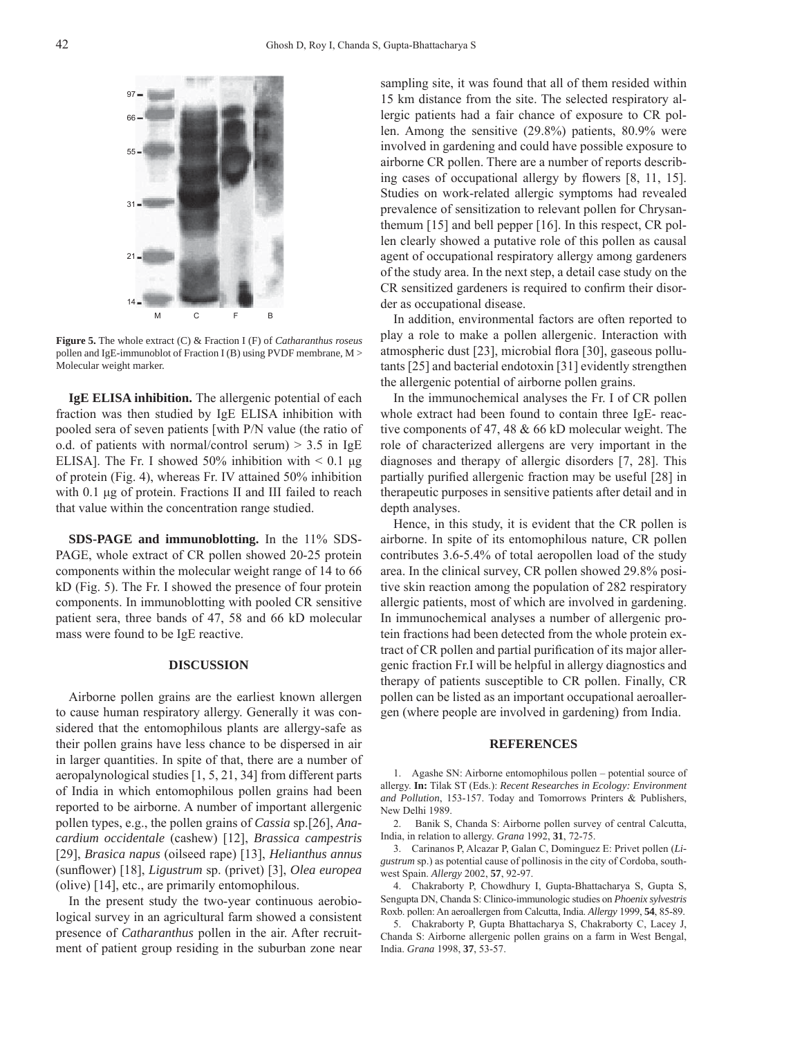**Figure 5.** The whole extract (C) & Fraction I (F) of *Catharanthus roseus* pollen and IgE-immunoblot of Fraction I (B) using PVDF membrane, M > Molecular weight marker.

**IgE ELISA inhibition.** The allergenic potential of each fraction was then studied by IgE ELISA inhibition with pooled sera of seven patients [with P/N value (the ratio of o.d. of patients with normal/control serum) > 3.5 in IgE ELISA]. The Fr. I showed 50% inhibition with < 0.1 µg of protein (Fig. 4), whereas Fr. IV attained 50% inhibition with 0.1 µg of protein. Fractions II and III failed to reach that value within the concentration range studied.

**SDS-PAGE and immunoblotting.** In the 11% SDS-PAGE, whole extract of CR pollen showed 20-25 protein components within the molecular weight range of 14 to 66 kD (Fig. 5). The Fr. I showed the presence of four protein components. In immunoblotting with pooled CR sensitive patient sera, three bands of 47, 58 and 66 kD molecular mass were found to be IgE reactive.

## DISCUSSION

Airborne pollen grains are the earliest known allergen to cause human respiratory allergy. Generally it was considered that the entomophilous plants are allergy-safe as their pollen grains have less chance to be dispersed in air in larger quantities. In spite of that, there are a number of aeropalynological studies [1, 5, 21, 34] from different parts of India in which entomophilous pollen grains had been reported to be airborne. A number of important allergenic pollen types, e.g., the pollen grains of *Cassia* sp.[26], *Anacardium occidentale* (cashew) [12], *Brassica campestris* [29], *Brasica napus* (oilseed rape) [13], *Helianthus annus* (sunflower) [18], *Ligustrum* sp. (privet) [3], *Olea europea* (olive) [14], etc., are primarily entomophilous.

In the present study the two-year continuous aerobiological survey in an agricultural farm showed a consistent presence of *Catharanthus* pollen in the air. After recruitment of patient group residing in the suburban zone near sampling site, it was found that all of them resided within 15 km distance from the site. The selected respiratory allergic patients had a fair chance of exposure to CR pollen. Among the sensitive (29.8%) patients, 80.9% were involved in gardening and could have possible exposure to airborne CR pollen. There are a number of reports describing cases of occupational allergy by flowers [8, 11, 15]. Studies on work-related allergic symptoms had revealed prevalence of sensitization to relevant pollen for Chrysanthemum [15] and bell pepper [16]. In this respect, CR pollen clearly showed a putative role of this pollen as causal agent of occupational respiratory allergy among gardeners of the study area. In the next step, a detail case study on the CR sensitized gardeners is required to confirm their disorder as occupational disease.

In addition, environmental factors are often reported to play a role to make a pollen allergenic. Interaction with atmospheric dust [23], microbial flora [30], gaseous pollutants [25] and bacterial endotoxin [31] evidently strengthen the allergenic potential of airborne pollen grains.

In the immunochemical analyses the Fr. I of CR pollen whole extract had been found to contain three IgE- reactive components of 47, 48 & 66 kD molecular weight. The role of characterized allergens are very important in the diagnoses and therapy of allergic disorders [7, 28]. This partially purified allergenic fraction may be useful [28] in therapeutic purposes in sensitive patients after detail and in depth analyses.

Hence, in this study, it is evident that the CR pollen is airborne. In spite of its entomophilous nature, CR pollen contributes 3.6-5.4% of total aeropollen load of the study area. In the clinical survey, CR pollen showed 29.8% positive skin reaction among the population of 282 respiratory allergic patients, most of which are involved in gardening. In immunochemical analyses a number of allergenic protein fractions had been detected from the whole protein extract of CR pollen and partial purification of its major allergenic fraction Fr.I will be helpful in allergy diagnostics and therapy of patients susceptible to CR pollen. Finally, CR pollen can be listed as an important occupational aeroallergen (where people are involved in gardening) from India.

## REFERENCES

1. Agashe SN: Airborne entomophilous pollen – potential source of allergy. **In:** Tilak ST (Eds.): *Recent Researches in Ecology: Environment and Pollution*, 153-157. Today and Tomorrows Printers & Publishers, New Delhi 1989.
2. Banik S, Chanda S: Airborne pollen survey of central Calcutta, India, in relation to allergy. *Grana* 1992, **31**, 72-75.
3. Carinanos P, Alcazar P, Galan C, Dominguez E: Privet pollen (*Ligustrum* sp.) as potential cause of pollinosis in the city of Cordoba, southwest Spain. *Allergy* 2002, **57**, 92-97.
4. Chakraborty P, Chowdhury I, Gupta-Bhattacharya S, Gupta S, Sengupta DN, Chanda S: Clinico-immunologic studies on *Phoenix sylvestris* Roxb. pollen: An aeroallergen from Calcutta, India. *Allergy* 1999, **54**, 85-89.
5. Chakraborty P, Gupta Bhattacharya S, Chakraborty C, Lacey J, Chanda S: Airborne allergenic pollen grains on a farm in West Bengal, India. *Grana* 1998, **37**, 53-57.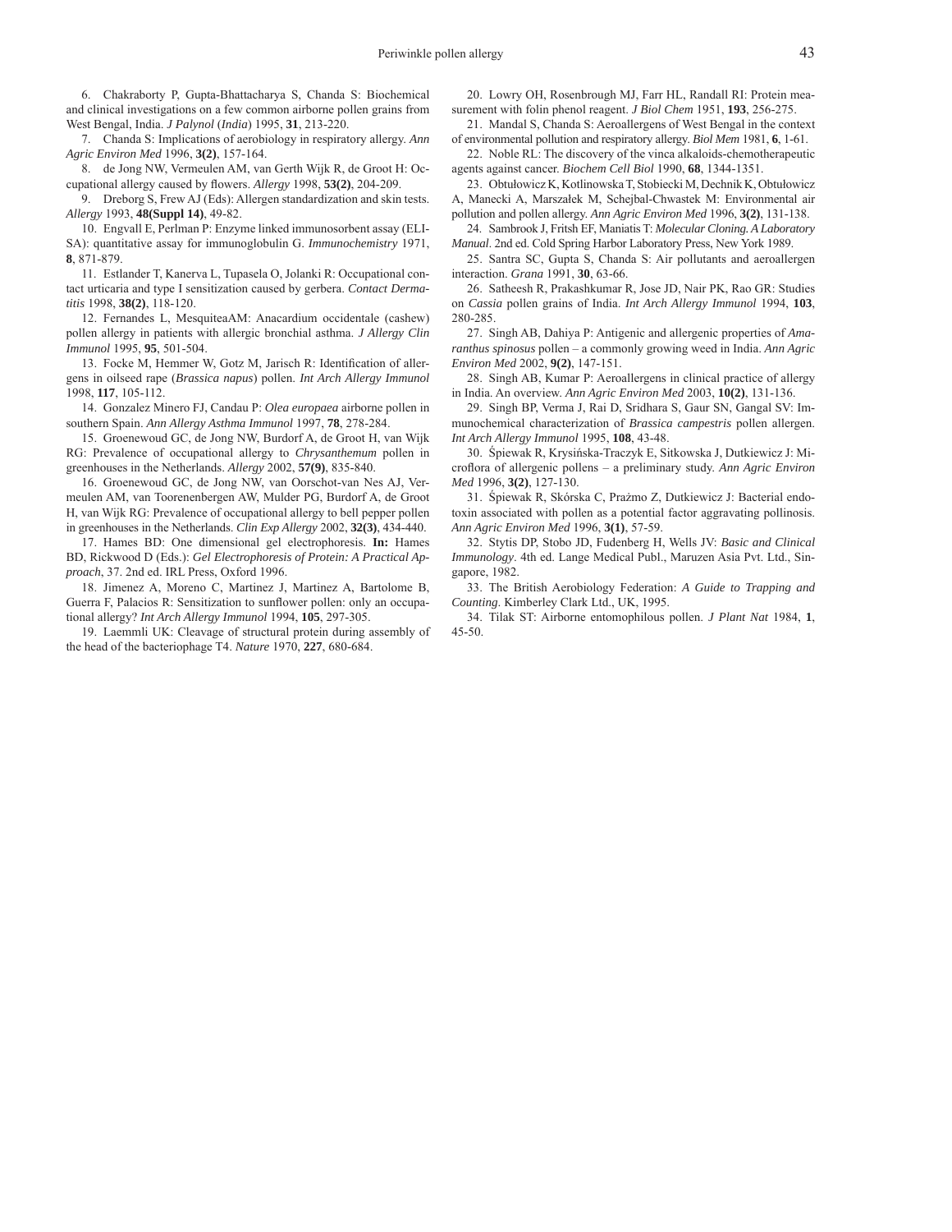6. Chakraborty P, Gupta-Bhattacharya S, Chanda S: Biochemical and clinical investigations on a few common airborne pollen grains from West Bengal, India. *J Palynol* (*India*) 1995, **31**, 213-220.

7. Chanda S: Implications of aerobiology in respiratory allergy. *Ann Agric Environ Med* 1996, **3(2)**, 157-164.

8. de Jong NW, Vermeulen AM, van Gerth Wijk R, de Groot H: Occupational allergy caused by flowers. *Allergy* 1998, **53(2)**, 204-209.

9. Dreborg S, Frew AJ (Eds): Allergen standardization and skin tests. *Allergy* 1993, **48(Suppl 14)**, 49-82.

10. Engvall E, Perlman P: Enzyme linked immunosorbent assay (ELISA): quantitative assay for immunoglobulin G. *Immunochemistry* 1971, **8**, 871-879.

11. Estlander T, Kanerva L, Tupasela O, Jolanki R: Occupational contact urticaria and type I sensitization caused by gerbera. *Contact Dermatitis* 1998, **38(2)**, 118-120.

12. Fernandes L, MesquiteaAM: Anacardium occidentale (cashew) pollen allergy in patients with allergic bronchial asthma. *J Allergy Clin Immunol* 1995, **95**, 501-504.

13. Focke M, Hemmer W, Gotz M, Jarisch R: Identification of allergens in oilseed rape (*Brassica napus*) pollen. *Int Arch Allergy Immunol* 1998, **117**, 105-112.

14. Gonzalez Minero FJ, Candau P: *Olea europaea* airborne pollen in southern Spain. *Ann Allergy Asthma Immunol* 1997, **78**, 278-284.

15. Groenewoud GC, de Jong NW, Burdorf A, de Groot H, van Wijk RG: Prevalence of occupational allergy to *Chrysanthemum* pollen in greenhouses in the Netherlands. *Allergy* 2002, **57(9)**, 835-840.

16. Groenewoud GC, de Jong NW, van Oorschot-van Nes AJ, Vermeulen AM, van Toorenenbergen AW, Mulder PG, Burdorf A, de Groot H, van Wijk RG: Prevalence of occupational allergy to bell pepper pollen in greenhouses in the Netherlands. *Clin Exp Allergy* 2002, **32(3)**, 434-440.

17. Hames BD: One dimensional gel electrophoresis. **In:** Hames BD, Rickwood D (Eds.): *Gel Electrophoresis of Protein: A Practical Approach*, 37. 2nd ed. IRL Press, Oxford 1996.

18. Jimenez A, Moreno C, Martinez J, Martinez A, Bartolome B, Guerra F, Palacios R: Sensitization to sunflower pollen: only an occupational allergy? *Int Arch Allergy Immunol* 1994, **105**, 297-305.

19. Laemmli UK: Cleavage of structural protein during assembly of the head of the bacteriophage T4. *Nature* 1970, **227**, 680-684.

20. Lowry OH, Rosenbrough MJ, Farr HL, Randall RI: Protein measurement with folin phenol reagent. *J Biol Chem* 1951, **193**, 256-275.

21. Mandal S, Chanda S: Aeroallergens of West Bengal in the context of environmental pollution and respiratory allergy. *Biol Mem* 1981, **6**, 1-61.

22. Noble RL: The discovery of the vinca alkaloids-chemotherapeutic agents against cancer. *Biochem Cell Biol* 1990, **68**, 1344-1351.

23. Obtułowicz K, Kotlinowska T, Stobiecki M, Dechnik K, Obtułowicz A, Manecki A, Marszałek M, Schejbal-Chwastek M: Environmental air pollution and pollen allergy. *Ann Agric Environ Med* 1996, **3(2)**, 131-138.

24. Sambrook J, Fritsh EF, Maniatis T: *Molecular Cloning. A Laboratory Manual*. 2nd ed. Cold Spring Harbor Laboratory Press, New York 1989.

25. Santra SC, Gupta S, Chanda S: Air pollutants and aeroallergen interaction. *Grana* 1991, **30**, 63-66.

26. Satheesh R, Prakashkumar R, Jose JD, Nair PK, Rao GR: Studies on *Cassia* pollen grains of India. *Int Arch Allergy Immunol* 1994, **103**, 280-285.

27. Singh AB, Dahiya P: Antigenic and allergenic properties of *Amaranthus spinosus* pollen – a commonly growing weed in India. *Ann Agric Environ Med* 2002, **9(2)**, 147-151.

28. Singh AB, Kumar P: Aeroallergens in clinical practice of allergy in India. An overview. *Ann Agric Environ Med* 2003, **10(2)**, 131-136.

29. Singh BP, Verma J, Rai D, Sridhara S, Gaur SN, Gangal SV: Immunochemical characterization of *Brassica campestris* pollen allergen. *Int Arch Allergy Immunol* 1995, **108**, 43-48.

30. Śpiewak R, Krysińska-Traczyk E, Sitkowska J, Dutkiewicz J: Microflora of allergenic pollens – a preliminary study. *Ann Agric Environ Med* 1996, **3(2)**, 127-130.

31. Śpiewak R, Skórska C, Prażmo Z, Dutkiewicz J: Bacterial endotoxin associated with pollen as a potential factor aggravating pollinosis. *Ann Agric Environ Med* 1996, **3(1)**, 57-59.

32. Stytis DP, Stobo JD, Fudenberg H, Wells JV: *Basic and Clinical Immunology*. 4th ed. Lange Medical Publ., Maruzen Asia Pvt. Ltd., Singapore, 1982.

33. The British Aerobiology Federation: *A Guide to Trapping and Counting*. Kimberley Clark Ltd., UK, 1995.

34. Tilak ST: Airborne entomophilous pollen. *J Plant Nat* 1984, **1**, 45-50.